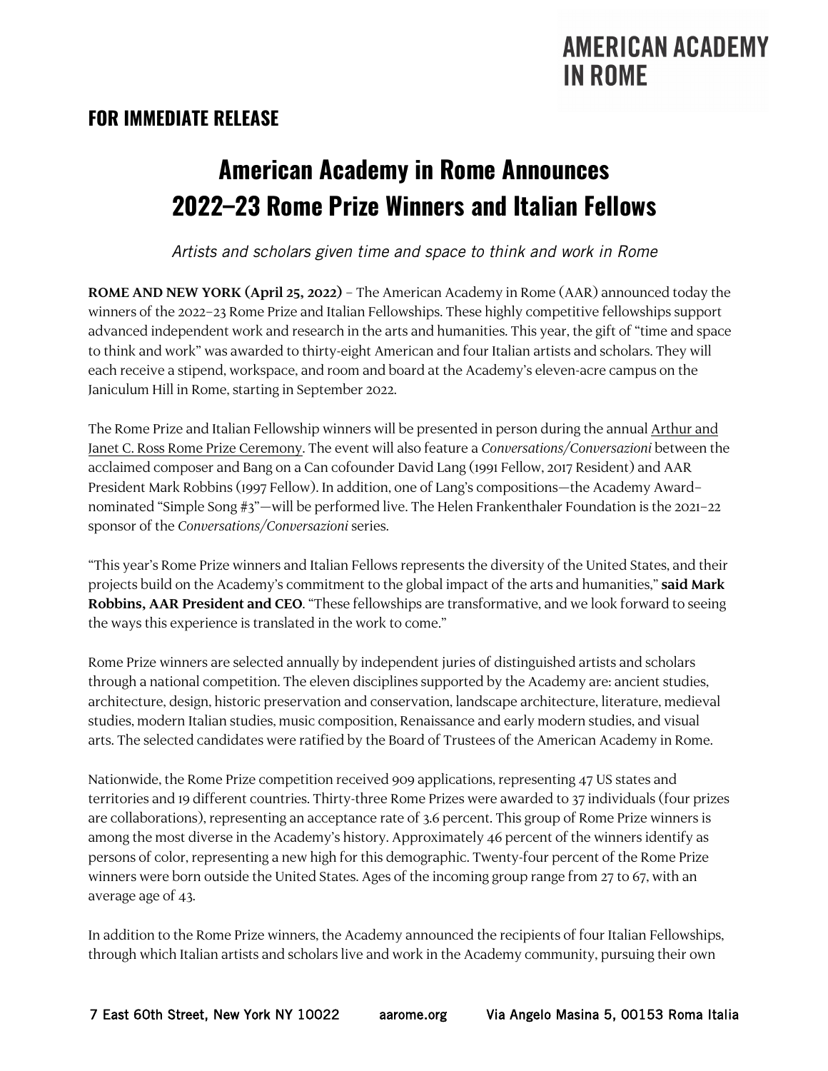AMERICAN ACADEMY IN ROME

**FOR IMMEDIATE RELEASE**

# American Academy in Rome Announces 2022–23 Rome Prize Winners and Italian Fellows

*Artists and scholars given time and space to think and work in Rome*

**ROME AND NEW YORK (April 25, 2022)** – The American Academy in Rome (AAR) announced today the winners of the 2022–23 Rome Prize and Italian Fellowships. These highly competitive fellowships support advanced independent work and research in the arts and humanities. This year, the gift of "time and space to think and work" was awarded to thirty-eight American and four Italian artists and scholars. They will each receive a stipend, workspace, and room and board at the Academy's eleven-acre campus on the Janiculum Hill in Rome, starting in September 2022.

The Rome Prize and Italian Fellowship winners will be presented in person during the annual Arthur and Janet C. Ross Rome Prize Ceremony. The event will also feature a *Conversations/Conversazioni* between the acclaimed composer and Bang on a Can cofounder David Lang (1991 Fellow, 2017 Resident) and AAR President Mark Robbins (1997 Fellow). In addition, one of Lang's compositions—the Academy Award–nominated "Simple Song #3"—will be performed live. The Helen Frankenthaler Foundation is the 2021–22 sponsor of the *Conversations/Conversazioni* series.

"This year's Rome Prize winners and Italian Fellows represents the diversity of the United States, and their projects build on the Academy's commitment to the global impact of the arts and humanities," **said Mark Robbins, AAR President and CEO**. "These fellowships are transformative, and we look forward to seeing the ways this experience is translated in the work to come."

Rome Prize winners are selected annually by independent juries of distinguished artists and scholars through a national competition. The eleven disciplines supported by the Academy are: ancient studies, architecture, design, historic preservation and conservation, landscape architecture, literature, medieval studies, modern Italian studies, music composition, Renaissance and early modern studies, and visual arts. The selected candidates were ratified by the Board of Trustees of the American Academy in Rome.

Nationwide, the Rome Prize competition received 909 applications, representing 47 US states and territories and 19 different countries. Thirty-three Rome Prizes were awarded to 37 individuals (four prizes are collaborations), representing an acceptance rate of 3.6 percent. This group of Rome Prize winners is among the most diverse in the Academy's history. Approximately 46 percent of the winners identify as persons of color, representing a new high for this demographic. Twenty-four percent of the Rome Prize winners were born outside the United States. Ages of the incoming group range from 27 to 67, with an average age of 43.

In addition to the Rome Prize winners, the Academy announced the recipients of four Italian Fellowships, through which Italian artists and scholars live and work in the Academy community, pursuing their own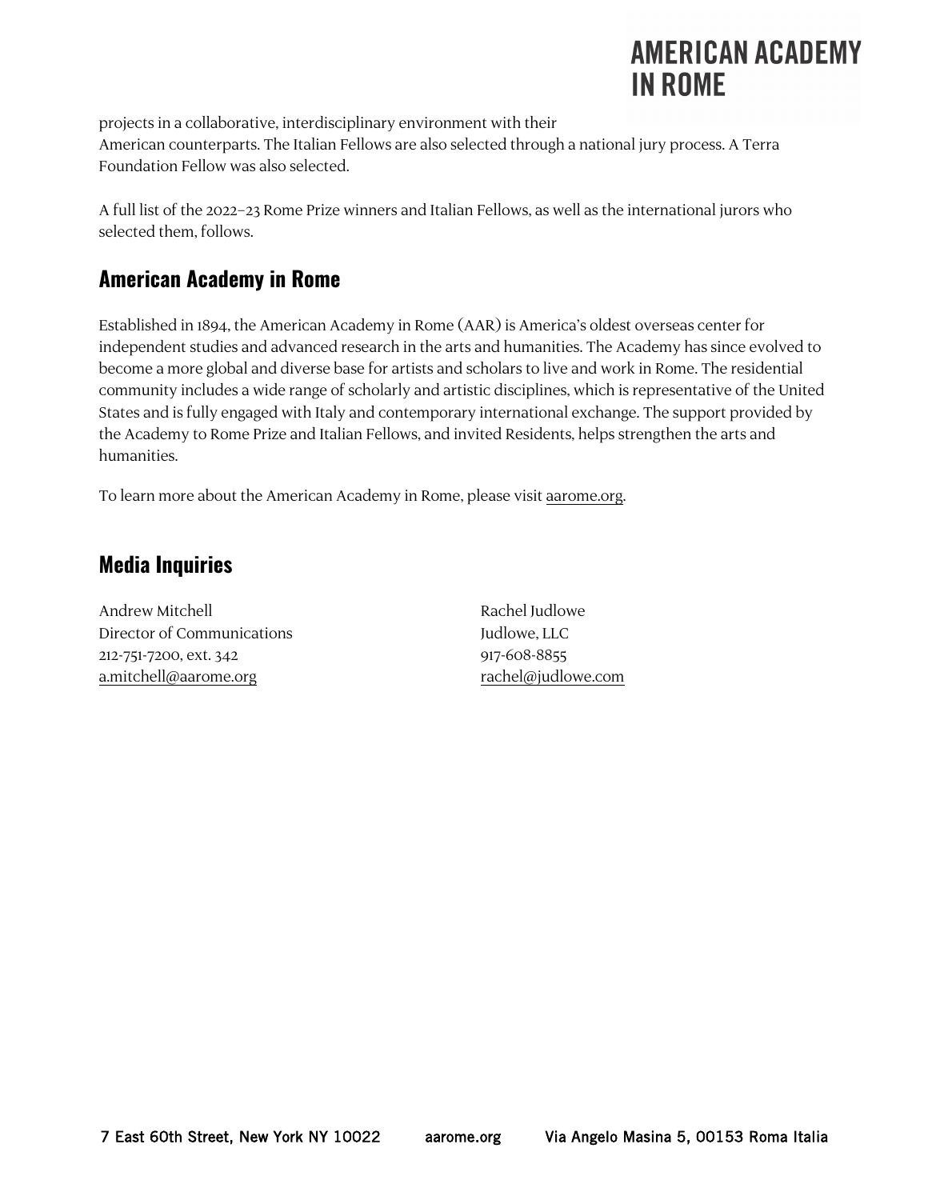projects in a collaborative, interdisciplinary environment with their American counterparts. The Italian Fellows are also selected through a national jury process. A Terra Foundation Fellow was also selected.

A full list of the 2022–23 Rome Prize winners and Italian Fellows, as well as the international jurors who selected them, follows.

## American Academy in Rome

Established in 1894, the American Academy in Rome (AAR) is America's oldest overseas center for independent studies and advanced research in the arts and humanities. The Academy has since evolved to become a more global and diverse base for artists and scholars to live and work in Rome. The residential community includes a wide range of scholarly and artistic disciplines, which is representative of the United States and is fully engaged with Italy and contemporary international exchange. The support provided by the Academy to Rome Prize and Italian Fellows, and invited Residents, helps strengthen the arts and humanities.

To learn more about the American Academy in Rome, please visit aarome.org.

## Media Inquiries

Andrew Mitchell
Director of Communications
212-751-7200, ext. 342
a.mitchell@aarome.org

Rachel Judlowe
Judlowe, LLC
917-608-8855
rachel@judlowe.com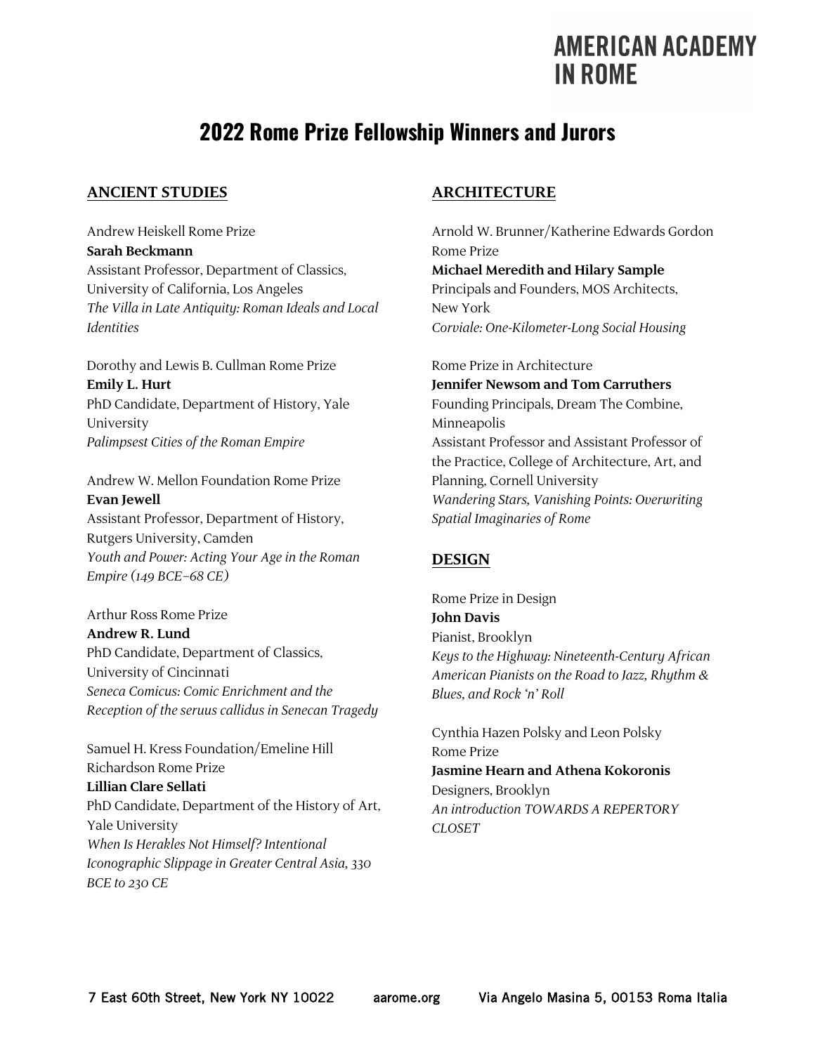# AMERICAN ACADEMY IN ROME

## 2022 Rome Prize Fellowship Winners and Jurors

### ANCIENT STUDIES

Andrew Heiskell Rome Prize
**Sarah Beckmann**
Assistant Professor, Department of Classics, University of California, Los Angeles
*The Villa in Late Antiquity: Roman Ideals and Local Identities*

Dorothy and Lewis B. Cullman Rome Prize
**Emily L. Hurt**
PhD Candidate, Department of History, Yale University
*Palimpsest Cities of the Roman Empire*

Andrew W. Mellon Foundation Rome Prize
**Evan Jewell**
Assistant Professor, Department of History, Rutgers University, Camden
*Youth and Power: Acting Your Age in the Roman Empire (149 BCE–68 CE)*

Arthur Ross Rome Prize
**Andrew R. Lund**
PhD Candidate, Department of Classics, University of Cincinnati
*Seneca Comicus: Comic Enrichment and the Reception of the seruus callidus in Senecan Tragedy*

Samuel H. Kress Foundation/Emeline Hill Richardson Rome Prize
**Lillian Clare Sellati**
PhD Candidate, Department of the History of Art, Yale University
*When Is Herakles Not Himself? Intentional Iconographic Slippage in Greater Central Asia, 330 BCE to 230 CE*

### ARCHITECTURE

Arnold W. Brunner/Katherine Edwards Gordon Rome Prize
**Michael Meredith and Hilary Sample**
Principals and Founders, MOS Architects, New York
*Corviale: One-Kilometer-Long Social Housing*

Rome Prize in Architecture
**Jennifer Newsom and Tom Carruthers**
Founding Principals, Dream The Combine, Minneapolis
Assistant Professor and Assistant Professor of the Practice, College of Architecture, Art, and Planning, Cornell University
*Wandering Stars, Vanishing Points: Overwriting Spatial Imaginaries of Rome*

### DESIGN

Rome Prize in Design
**John Davis**
Pianist, Brooklyn
*Keys to the Highway: Nineteenth-Century African American Pianists on the Road to Jazz, Rhythm & Blues, and Rock 'n' Roll*

Cynthia Hazen Polsky and Leon Polsky Rome Prize
**Jasmine Hearn and Athena Kokoronis**
Designers, Brooklyn
*An introduction TOWARDS A REPERTORY CLOSET*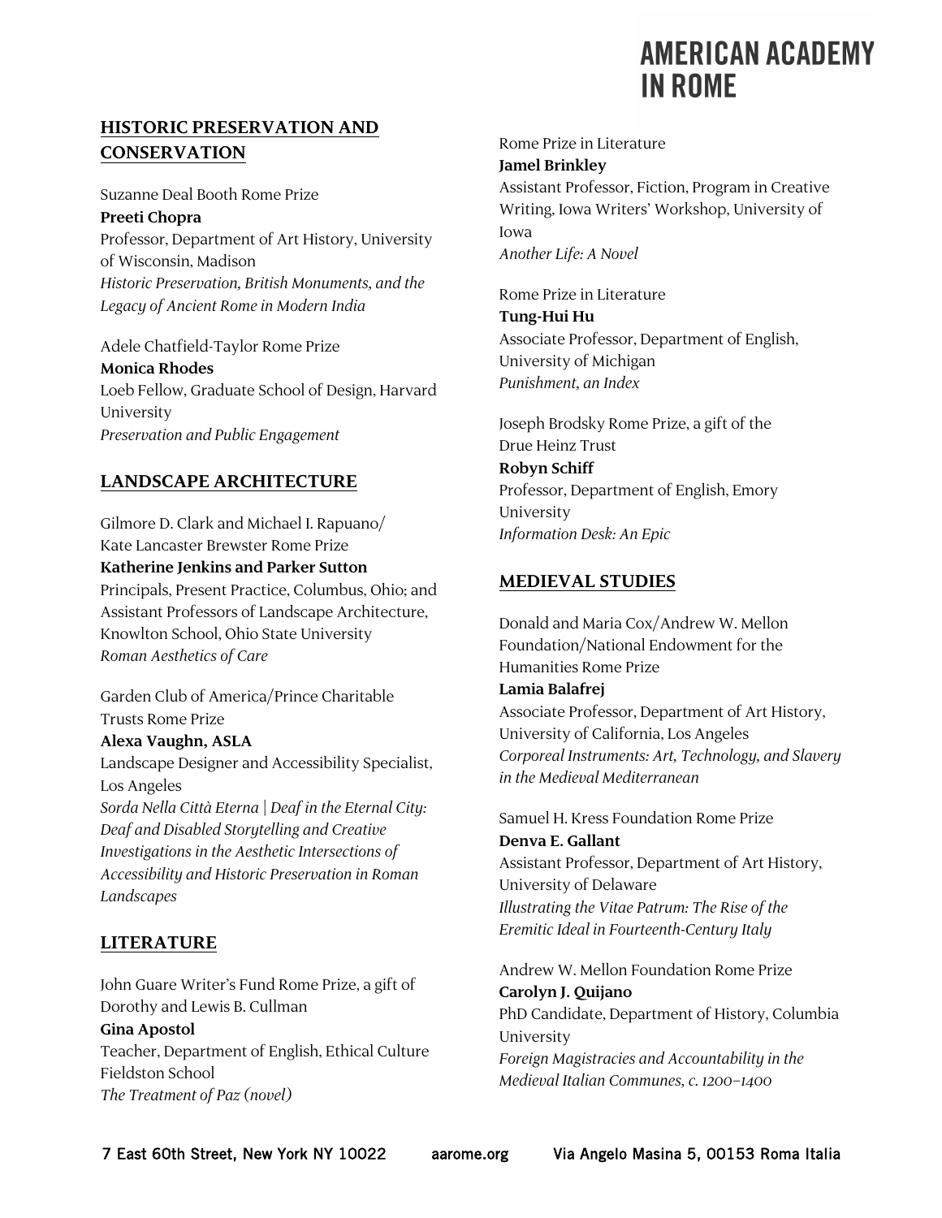## HISTORIC PRESERVATION AND CONSERVATION

Suzanne Deal Booth Rome Prize
**Preeti Chopra**
Professor, Department of Art History, University of Wisconsin, Madison
*Historic Preservation, British Monuments, and the Legacy of Ancient Rome in Modern India*

Adele Chatfield-Taylor Rome Prize
**Monica Rhodes**
Loeb Fellow, Graduate School of Design, Harvard University
*Preservation and Public Engagement*

## LANDSCAPE ARCHITECTURE

Gilmore D. Clark and Michael I. Rapuano/ Kate Lancaster Brewster Rome Prize
**Katherine Jenkins and Parker Sutton**
Principals, Present Practice, Columbus, Ohio; and Assistant Professors of Landscape Architecture, Knowlton School, Ohio State University
*Roman Aesthetics of Care*

Garden Club of America/Prince Charitable Trusts Rome Prize
**Alexa Vaughn, ASLA**
Landscape Designer and Accessibility Specialist, Los Angeles
*Sorda Nella Città Eterna | Deaf in the Eternal City: Deaf and Disabled Storytelling and Creative Investigations in the Aesthetic Intersections of Accessibility and Historic Preservation in Roman Landscapes*

## LITERATURE

John Guare Writer's Fund Rome Prize, a gift of Dorothy and Lewis B. Cullman
**Gina Apostol**
Teacher, Department of English, Ethical Culture Fieldston School
*The Treatment of Paz (novel)*

Rome Prize in Literature
**Jamel Brinkley**
Assistant Professor, Fiction, Program in Creative Writing, Iowa Writers' Workshop, University of Iowa
*Another Life: A Novel*

Rome Prize in Literature
**Tung-Hui Hu**
Associate Professor, Department of English, University of Michigan
*Punishment, an Index*

Joseph Brodsky Rome Prize, a gift of the Drue Heinz Trust
**Robyn Schiff**
Professor, Department of English, Emory University
*Information Desk: An Epic*

## MEDIEVAL STUDIES

Donald and Maria Cox/Andrew W. Mellon Foundation/National Endowment for the Humanities Rome Prize
**Lamia Balafrej**
Associate Professor, Department of Art History, University of California, Los Angeles
*Corporeal Instruments: Art, Technology, and Slavery in the Medieval Mediterranean*

Samuel H. Kress Foundation Rome Prize
**Denva E. Gallant**
Assistant Professor, Department of Art History, University of Delaware
*Illustrating the Vitae Patrum: The Rise of the Eremitic Ideal in Fourteenth-Century Italy*

Andrew W. Mellon Foundation Rome Prize
**Carolyn J. Quijano**
PhD Candidate, Department of History, Columbia University
*Foreign Magistracies and Accountability in the Medieval Italian Communes, c. 1200–1400*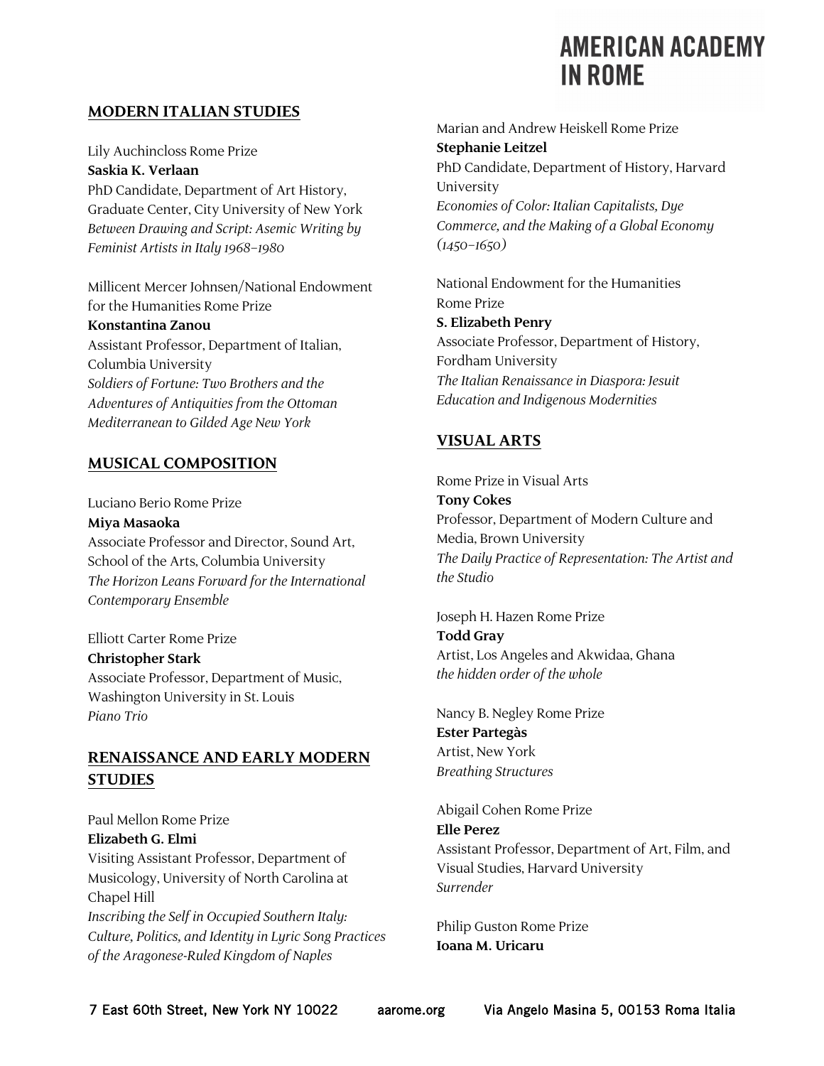## MODERN ITALIAN STUDIES

Lily Auchincloss Rome Prize
**Saskia K. Verlaan**
PhD Candidate, Department of Art History, Graduate Center, City University of New York
*Between Drawing and Script: Asemic Writing by Feminist Artists in Italy 1968–1980*

Millicent Mercer Johnsen/National Endowment for the Humanities Rome Prize
**Konstantina Zanou**
Assistant Professor, Department of Italian, Columbia University
*Soldiers of Fortune: Two Brothers and the Adventures of Antiquities from the Ottoman Mediterranean to Gilded Age New York*

## MUSICAL COMPOSITION

Luciano Berio Rome Prize
**Miya Masaoka**
Associate Professor and Director, Sound Art, School of the Arts, Columbia University
*The Horizon Leans Forward for the International Contemporary Ensemble*

Elliott Carter Rome Prize
**Christopher Stark**
Associate Professor, Department of Music, Washington University in St. Louis
*Piano Trio*

## RENAISSANCE AND EARLY MODERN STUDIES

Paul Mellon Rome Prize
**Elizabeth G. Elmi**
Visiting Assistant Professor, Department of Musicology, University of North Carolina at Chapel Hill
*Inscribing the Self in Occupied Southern Italy: Culture, Politics, and Identity in Lyric Song Practices of the Aragonese-Ruled Kingdom of Naples*

Marian and Andrew Heiskell Rome Prize
**Stephanie Leitzel**
PhD Candidate, Department of History, Harvard University
*Economies of Color: Italian Capitalists, Dye Commerce, and the Making of a Global Economy (1450–1650)*

National Endowment for the Humanities Rome Prize
**S. Elizabeth Penry**
Associate Professor, Department of History, Fordham University
*The Italian Renaissance in Diaspora: Jesuit Education and Indigenous Modernities*

## VISUAL ARTS

Rome Prize in Visual Arts
**Tony Cokes**
Professor, Department of Modern Culture and Media, Brown University
*The Daily Practice of Representation: The Artist and the Studio*

Joseph H. Hazen Rome Prize
**Todd Gray**
Artist, Los Angeles and Akwidaa, Ghana
*the hidden order of the whole*

Nancy B. Negley Rome Prize
**Ester Partegàs**
Artist, New York
*Breathing Structures*

Abigail Cohen Rome Prize
**Elle Perez**
Assistant Professor, Department of Art, Film, and Visual Studies, Harvard University
*Surrender*

Philip Guston Rome Prize
**Ioana M. Uricaru**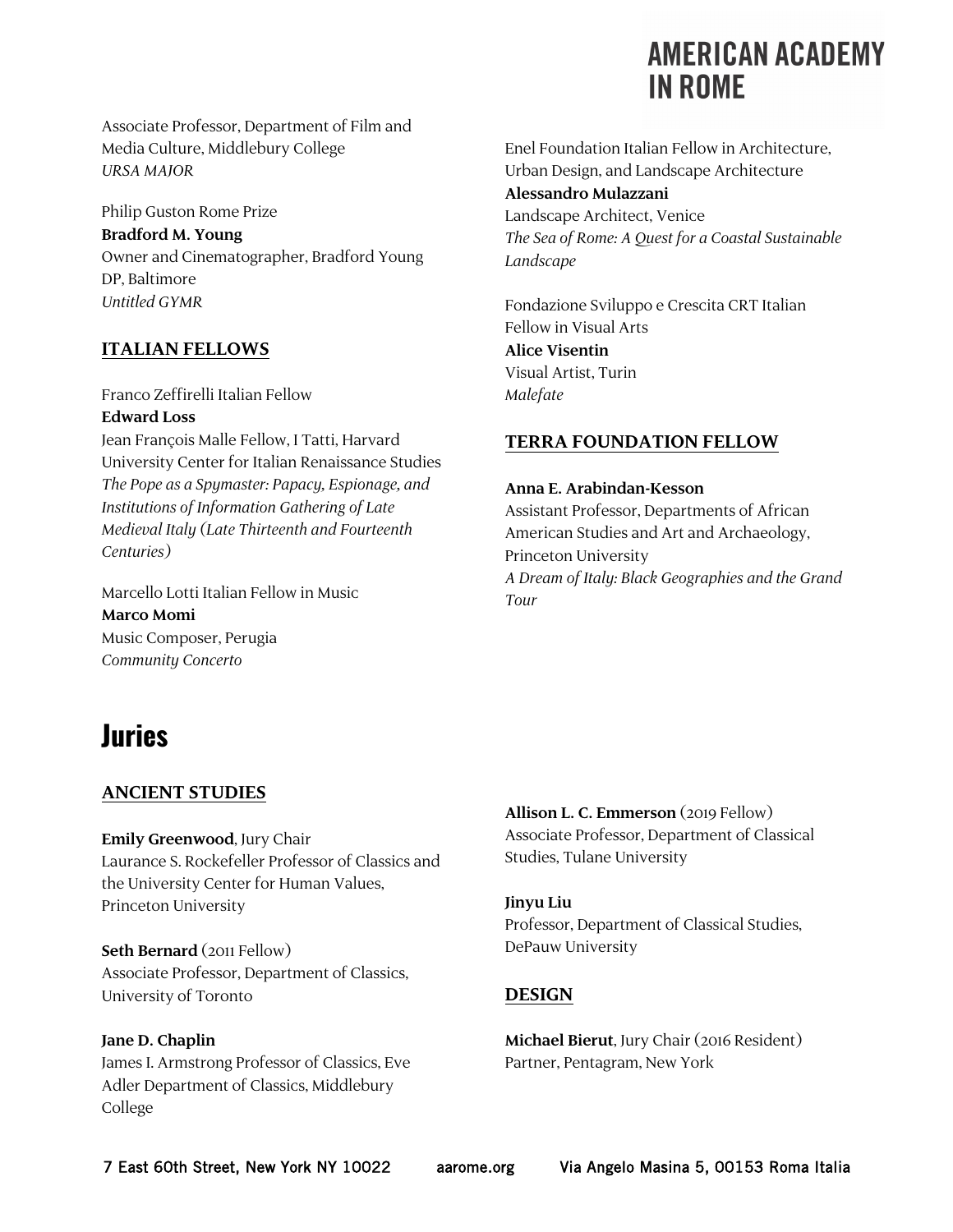Associate Professor, Department of Film and Media Culture, Middlebury College
*URSA MAJOR*

Philip Guston Rome Prize
**Bradford M. Young**
Owner and Cinematographer, Bradford Young DP, Baltimore
*Untitled GYMR*

### ITALIAN FELLOWS

Franco Zeffirelli Italian Fellow
**Edward Loss**
Jean François Malle Fellow, I Tatti, Harvard University Center for Italian Renaissance Studies
*The Pope as a Spymaster: Papacy, Espionage, and Institutions of Information Gathering of Late Medieval Italy (Late Thirteenth and Fourteenth Centuries)*

Marcello Lotti Italian Fellow in Music
**Marco Momi**
Music Composer, Perugia
*Community Concerto*

Enel Foundation Italian Fellow in Architecture, Urban Design, and Landscape Architecture
**Alessandro Mulazzani**
Landscape Architect, Venice
*The Sea of Rome: A Quest for a Coastal Sustainable Landscape*

Fondazione Sviluppo e Crescita CRT Italian Fellow in Visual Arts
**Alice Visentin**
Visual Artist, Turin
*Malefate*

### TERRA FOUNDATION FELLOW

**Anna E. Arabindan-Kesson**
Assistant Professor, Departments of African American Studies and Art and Archaeology, Princeton University
*A Dream of Italy: Black Geographies and the Grand Tour*

## Juries

### ANCIENT STUDIES

**Emily Greenwood**, Jury Chair
Laurance S. Rockefeller Professor of Classics and the University Center for Human Values, Princeton University

**Seth Bernard** (2011 Fellow)
Associate Professor, Department of Classics, University of Toronto

**Jane D. Chaplin**
James I. Armstrong Professor of Classics, Eve Adler Department of Classics, Middlebury College

**Allison L. C. Emmerson** (2019 Fellow)
Associate Professor, Department of Classical Studies, Tulane University

**Jinyu Liu**
Professor, Department of Classical Studies, DePauw University

### DESIGN

**Michael Bierut**, Jury Chair (2016 Resident)
Partner, Pentagram, New York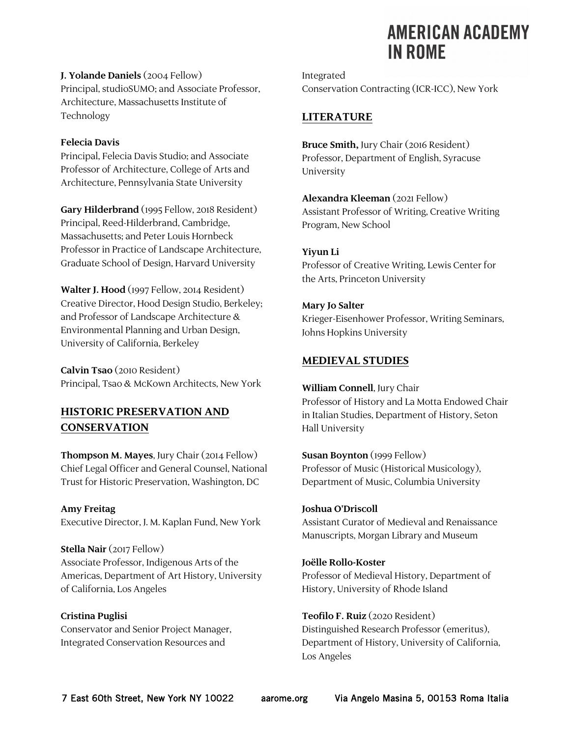**J. Yolande Daniels** (2004 Fellow)
Principal, studioSUMO; and Associate Professor, Architecture, Massachusetts Institute of Technology

**Felecia Davis**
Principal, Felecia Davis Studio; and Associate Professor of Architecture, College of Arts and Architecture, Pennsylvania State University

**Gary Hilderbrand** (1995 Fellow, 2018 Resident)
Principal, Reed-Hilderbrand, Cambridge, Massachusetts; and Peter Louis Hornbeck Professor in Practice of Landscape Architecture, Graduate School of Design, Harvard University

**Walter J. Hood** (1997 Fellow, 2014 Resident)
Creative Director, Hood Design Studio, Berkeley; and Professor of Landscape Architecture & Environmental Planning and Urban Design, University of California, Berkeley

**Calvin Tsao** (2010 Resident)
Principal, Tsao & McKown Architects, New York

## HISTORIC PRESERVATION AND CONSERVATION

**Thompson M. Mayes**, Jury Chair (2014 Fellow)
Chief Legal Officer and General Counsel, National Trust for Historic Preservation, Washington, DC

**Amy Freitag**
Executive Director, J. M. Kaplan Fund, New York

**Stella Nair** (2017 Fellow)
Associate Professor, Indigenous Arts of the Americas, Department of Art History, University of California, Los Angeles

**Cristina Puglisi**
Conservator and Senior Project Manager, Integrated Conservation Resources and Integrated Conservation Contracting (ICR-ICC), New York

## LITERATURE

**Bruce Smith,** Jury Chair (2016 Resident)
Professor, Department of English, Syracuse University

**Alexandra Kleeman** (2021 Fellow)
Assistant Professor of Writing, Creative Writing Program, New School

**Yiyun Li**
Professor of Creative Writing, Lewis Center for the Arts, Princeton University

**Mary Jo Salter**
Krieger-Eisenhower Professor, Writing Seminars, Johns Hopkins University

## MEDIEVAL STUDIES

**William Connell**, Jury Chair
Professor of History and La Motta Endowed Chair in Italian Studies, Department of History, Seton Hall University

**Susan Boynton** (1999 Fellow)
Professor of Music (Historical Musicology), Department of Music, Columbia University

**Joshua O'Driscoll**
Assistant Curator of Medieval and Renaissance Manuscripts, Morgan Library and Museum

**Joëlle Rollo-Koster**
Professor of Medieval History, Department of History, University of Rhode Island

**Teofilo F. Ruiz** (2020 Resident)
Distinguished Research Professor (emeritus), Department of History, University of California, Los Angeles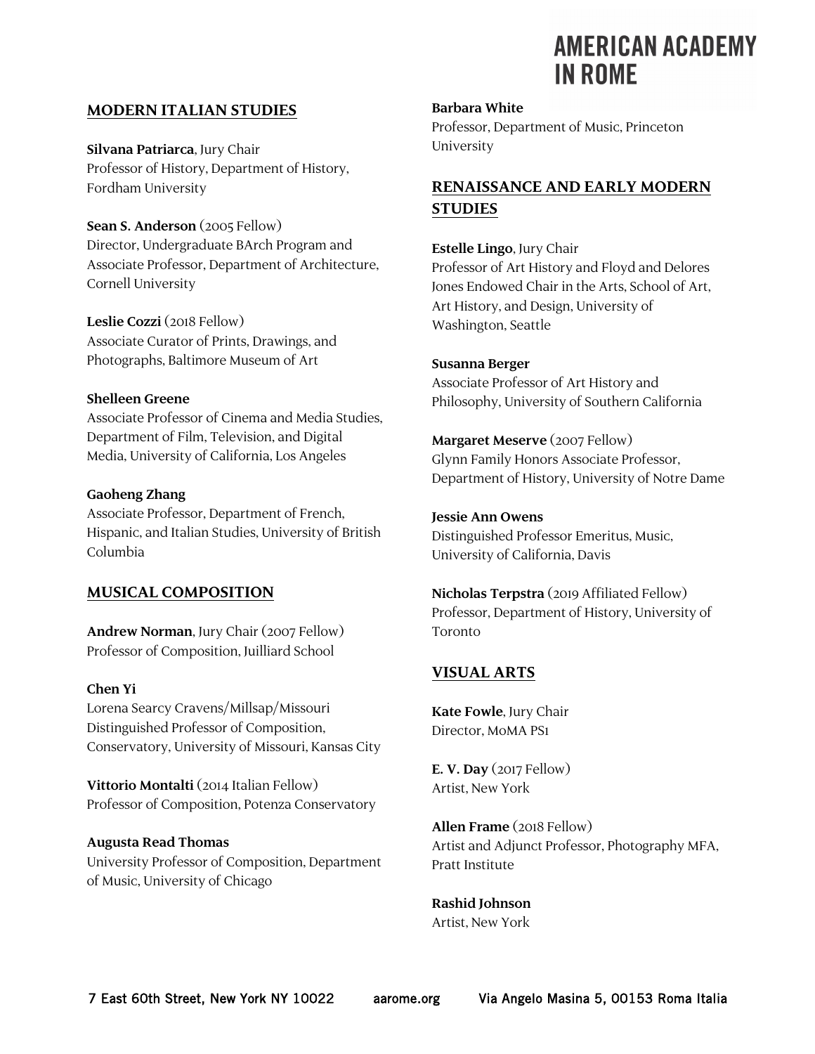## MODERN ITALIAN STUDIES

**Silvana Patriarca**, Jury Chair
Professor of History, Department of History, Fordham University

**Sean S. Anderson** (2005 Fellow)
Director, Undergraduate BArch Program and Associate Professor, Department of Architecture, Cornell University

**Leslie Cozzi** (2018 Fellow)
Associate Curator of Prints, Drawings, and Photographs, Baltimore Museum of Art

**Shelleen Greene**
Associate Professor of Cinema and Media Studies, Department of Film, Television, and Digital Media, University of California, Los Angeles

**Gaoheng Zhang**
Associate Professor, Department of French, Hispanic, and Italian Studies, University of British Columbia

## MUSICAL COMPOSITION

**Andrew Norman**, Jury Chair (2007 Fellow)
Professor of Composition, Juilliard School

**Chen Yi**
Lorena Searcy Cravens/Millsap/Missouri Distinguished Professor of Composition, Conservatory, University of Missouri, Kansas City

**Vittorio Montalti** (2014 Italian Fellow)
Professor of Composition, Potenza Conservatory

**Augusta Read Thomas**
University Professor of Composition, Department of Music, University of Chicago

**Barbara White**
Professor, Department of Music, Princeton University

## RENAISSANCE AND EARLY MODERN STUDIES

**Estelle Lingo**, Jury Chair
Professor of Art History and Floyd and Delores Jones Endowed Chair in the Arts, School of Art, Art History, and Design, University of Washington, Seattle

**Susanna Berger**
Associate Professor of Art History and Philosophy, University of Southern California

**Margaret Meserve** (2007 Fellow)
Glynn Family Honors Associate Professor, Department of History, University of Notre Dame

**Jessie Ann Owens**
Distinguished Professor Emeritus, Music, University of California, Davis

**Nicholas Terpstra** (2019 Affiliated Fellow)
Professor, Department of History, University of Toronto

## VISUAL ARTS

**Kate Fowle**, Jury Chair
Director, MoMA PS1

**E. V. Day** (2017 Fellow)
Artist, New York

**Allen Frame** (2018 Fellow)
Artist and Adjunct Professor, Photography MFA, Pratt Institute

**Rashid Johnson**
Artist, New York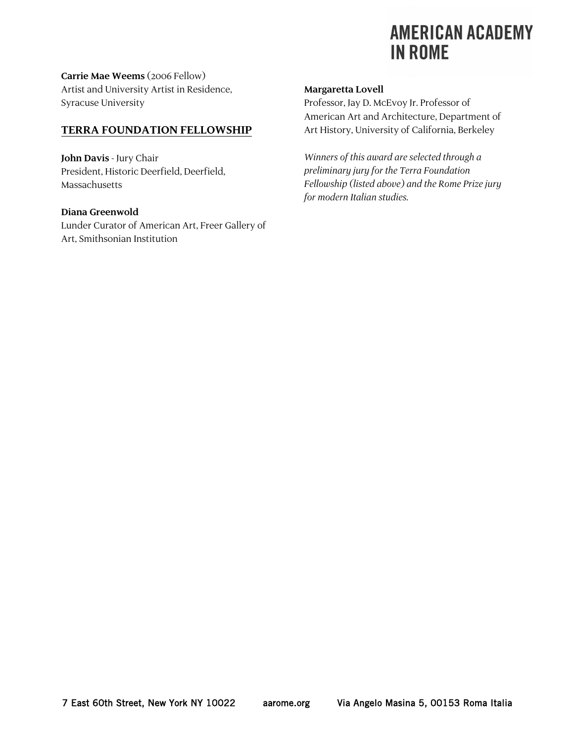**Carrie Mae Weems** (2006 Fellow)
Artist and University Artist in Residence, Syracuse University

## TERRA FOUNDATION FELLOWSHIP

**John Davis** - Jury Chair
President, Historic Deerfield, Deerfield, Massachusetts

**Diana Greenwold**
Lunder Curator of American Art, Freer Gallery of Art, Smithsonian Institution

**Margaretta Lovell**
Professor, Jay D. McEvoy Jr. Professor of American Art and Architecture, Department of Art History, University of California, Berkeley

*Winners of this award are selected through a preliminary jury for the Terra Foundation Fellowship (listed above) and the Rome Prize jury for modern Italian studies.*